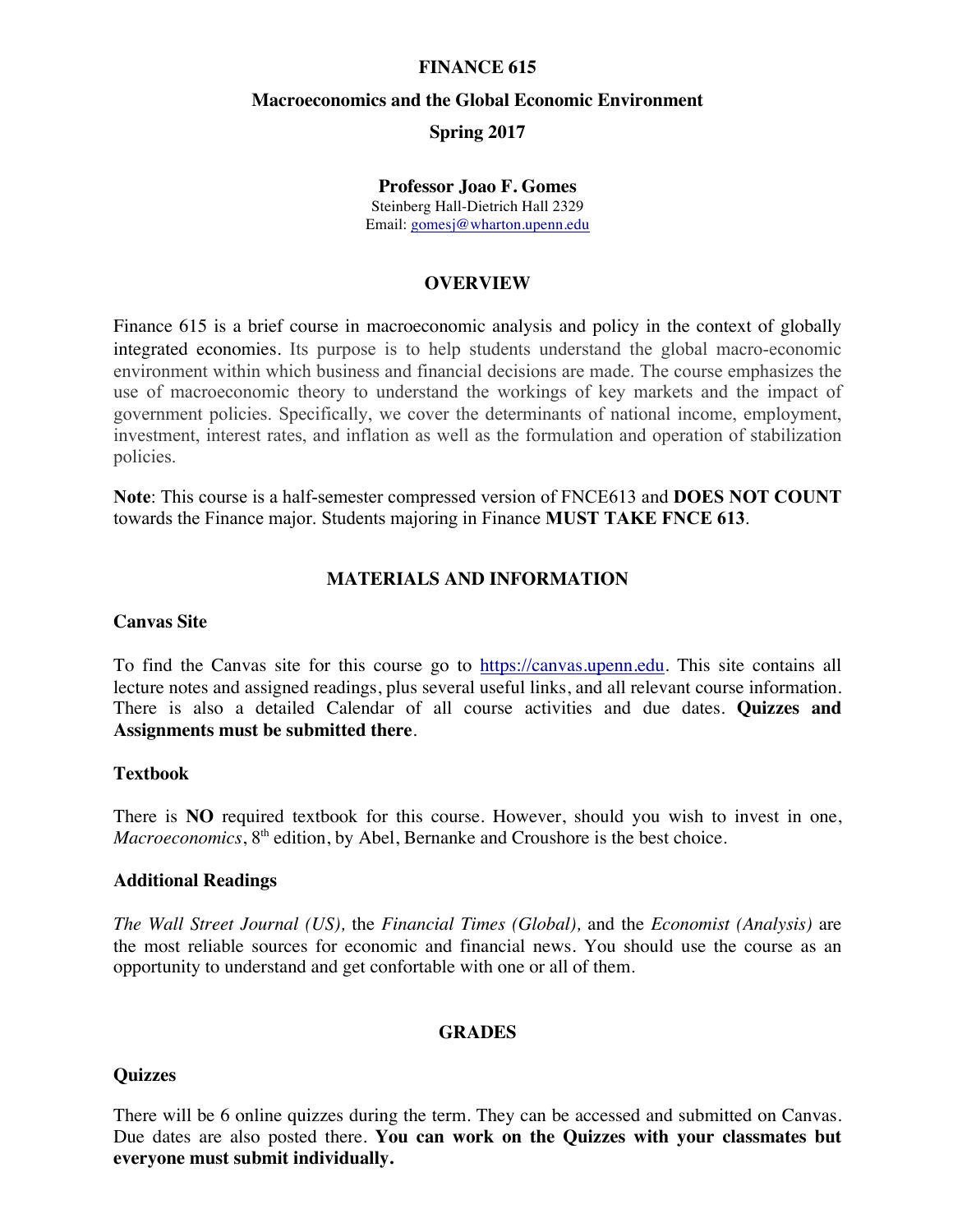# FINANCE 615

## Macroeconomics and the Global Economic Environment

## Spring 2017

**Professor Joao F. Gomes**
Steinberg Hall-Dietrich Hall 2329
Email: gomesj@wharton.upenn.edu

## OVERVIEW

Finance 615 is a brief course in macroeconomic analysis and policy in the context of globally integrated economies. Its purpose is to help students understand the global macro-economic environment within which business and financial decisions are made. The course emphasizes the use of macroeconomic theory to understand the workings of key markets and the impact of government policies. Specifically, we cover the determinants of national income, employment, investment, interest rates, and inflation as well as the formulation and operation of stabilization policies.

**Note**: This course is a half-semester compressed version of FNCE613 and **DOES NOT COUNT** towards the Finance major. Students majoring in Finance **MUST TAKE FNCE 613**.

## MATERIALS AND INFORMATION

### Canvas Site

To find the Canvas site for this course go to https://canvas.upenn.edu. This site contains all lecture notes and assigned readings, plus several useful links, and all relevant course information. There is also a detailed Calendar of all course activities and due dates. **Quizzes and Assignments must be submitted there**.

### Textbook

There is **NO** required textbook for this course. However, should you wish to invest in one, *Macroeconomics*, 8th edition, by Abel, Bernanke and Croushore is the best choice.

### Additional Readings

*The Wall Street Journal (US),* the *Financial Times (Global),* and the *Economist (Analysis)* are the most reliable sources for economic and financial news. You should use the course as an opportunity to understand and get confortable with one or all of them.

## GRADES

### Quizzes

There will be 6 online quizzes during the term. They can be accessed and submitted on Canvas. Due dates are also posted there. **You can work on the Quizzes with your classmates but everyone must submit individually.**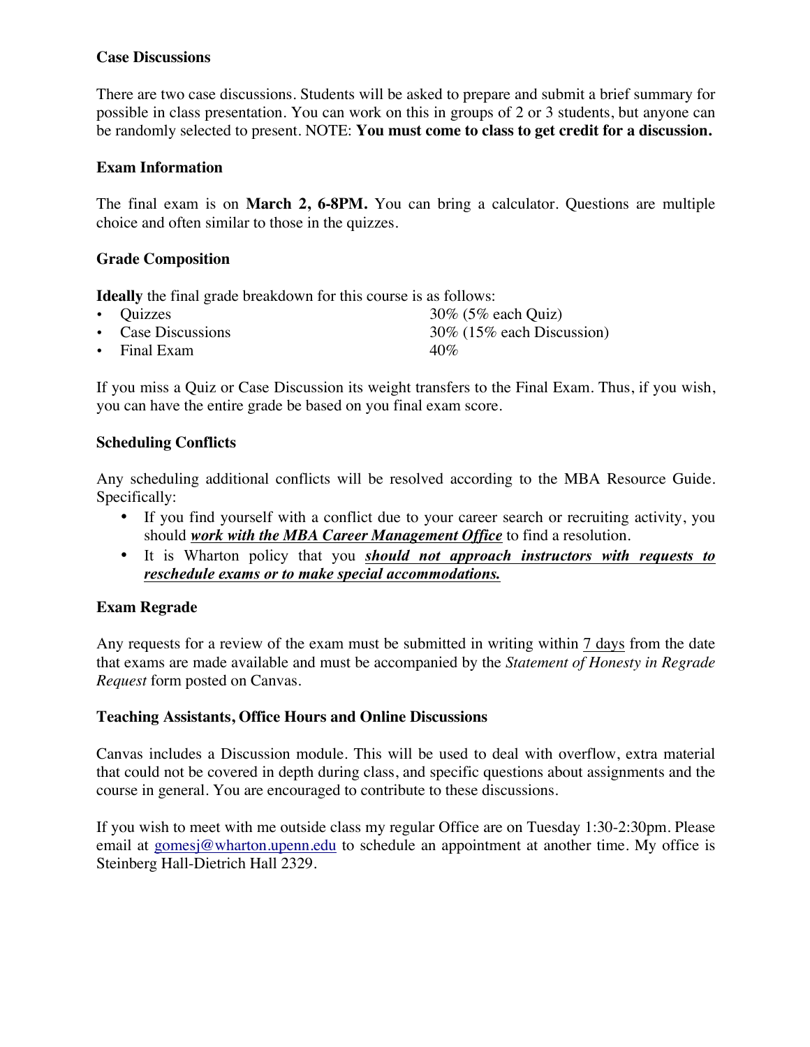**Case Discussions**

There are two case discussions. Students will be asked to prepare and submit a brief summary for possible in class presentation. You can work on this in groups of 2 or 3 students, but anyone can be randomly selected to present. NOTE: **You must come to class to get credit for a discussion.**

**Exam Information**

The final exam is on **March 2, 6-8PM.** You can bring a calculator. Questions are multiple choice and often similar to those in the quizzes.

**Grade Composition**

**Ideally** the final grade breakdown for this course is as follows:

- Quizzes 30% (5% each Quiz)
- Case Discussions 30% (15% each Discussion)
- Final Exam 40%

If you miss a Quiz or Case Discussion its weight transfers to the Final Exam. Thus, if you wish, you can have the entire grade be based on you final exam score.

**Scheduling Conflicts**

Any scheduling additional conflicts will be resolved according to the MBA Resource Guide. Specifically:

- If you find yourself with a conflict due to your career search or recruiting activity, you should ***work with the MBA Career Management Office*** to find a resolution.
- It is Wharton policy that you ***should not approach instructors with requests to reschedule exams or to make special accommodations.***

**Exam Regrade**

Any requests for a review of the exam must be submitted in writing within 7 days from the date that exams are made available and must be accompanied by the *Statement of Honesty in Regrade Request* form posted on Canvas.

**Teaching Assistants, Office Hours and Online Discussions**

Canvas includes a Discussion module. This will be used to deal with overflow, extra material that could not be covered in depth during class, and specific questions about assignments and the course in general. You are encouraged to contribute to these discussions.

If you wish to meet with me outside class my regular Office are on Tuesday 1:30-2:30pm. Please email at gomesj@wharton.upenn.edu to schedule an appointment at another time. My office is Steinberg Hall-Dietrich Hall 2329.